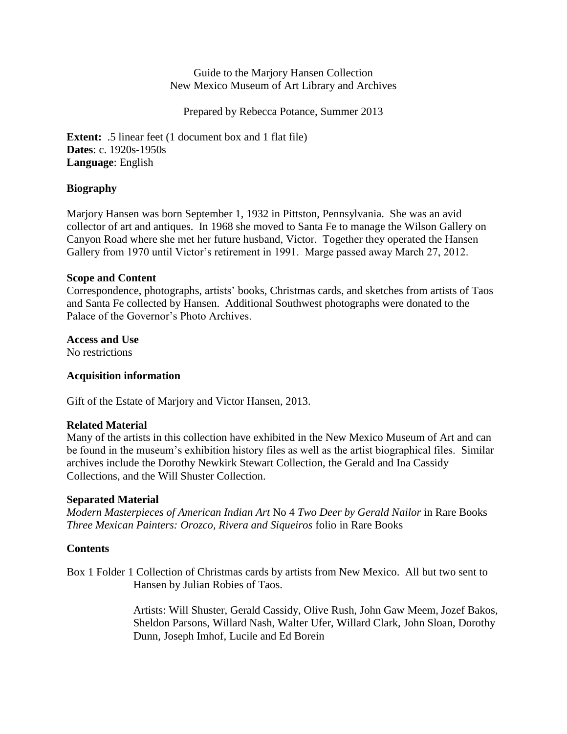Guide to the Marjory Hansen Collection
New Mexico Museum of Art Library and Archives

Prepared by Rebecca Potance, Summer 2013

**Extent:** .5 linear feet (1 document box and 1 flat file)
**Dates**: c. 1920s-1950s
**Language**: English

## Biography

Marjory Hansen was born September 1, 1932 in Pittston, Pennsylvania. She was an avid collector of art and antiques. In 1968 she moved to Santa Fe to manage the Wilson Gallery on Canyon Road where she met her future husband, Victor. Together they operated the Hansen Gallery from 1970 until Victor's retirement in 1991. Marge passed away March 27, 2012.

## Scope and Content

Correspondence, photographs, artists' books, Christmas cards, and sketches from artists of Taos and Santa Fe collected by Hansen. Additional Southwest photographs were donated to the Palace of the Governor's Photo Archives.

## Access and Use

No restrictions

## Acquisition information

Gift of the Estate of Marjory and Victor Hansen, 2013.

## Related Material

Many of the artists in this collection have exhibited in the New Mexico Museum of Art and can be found in the museum's exhibition history files as well as the artist biographical files. Similar archives include the Dorothy Newkirk Stewart Collection, the Gerald and Ina Cassidy Collections, and the Will Shuster Collection.

## Separated Material

*Modern Masterpieces of American Indian Art* No 4 *Two Deer by Gerald Nailor* in Rare Books
*Three Mexican Painters: Orozco, Rivera and Siqueiros* folio in Rare Books

## Contents

Box 1 Folder 1 Collection of Christmas cards by artists from New Mexico. All but two sent to Hansen by Julian Robies of Taos.

Artists: Will Shuster, Gerald Cassidy, Olive Rush, John Gaw Meem, Jozef Bakos, Sheldon Parsons, Willard Nash, Walter Ufer, Willard Clark, John Sloan, Dorothy Dunn, Joseph Imhof, Lucile and Ed Borein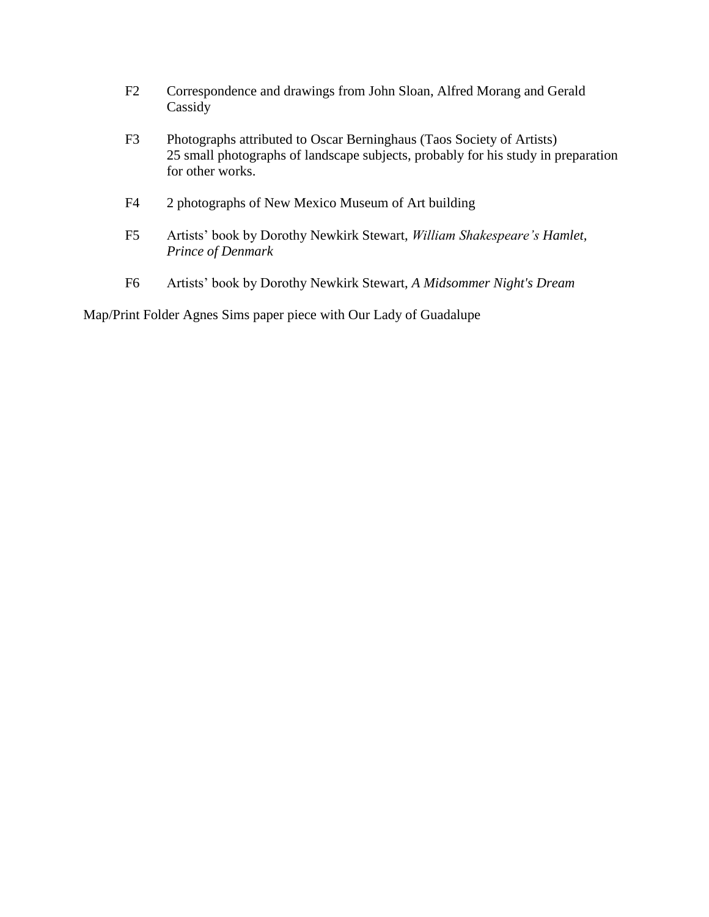F2 Correspondence and drawings from John Sloan, Alfred Morang and Gerald Cassidy

F3 Photographs attributed to Oscar Berninghaus (Taos Society of Artists)
25 small photographs of landscape subjects, probably for his study in preparation for other works.

F4 2 photographs of New Mexico Museum of Art building

F5 Artists' book by Dorothy Newkirk Stewart, *William Shakespeare's Hamlet, Prince of Denmark*

F6 Artists' book by Dorothy Newkirk Stewart, *A Midsommer Night's Dream*

Map/Print Folder Agnes Sims paper piece with Our Lady of Guadalupe